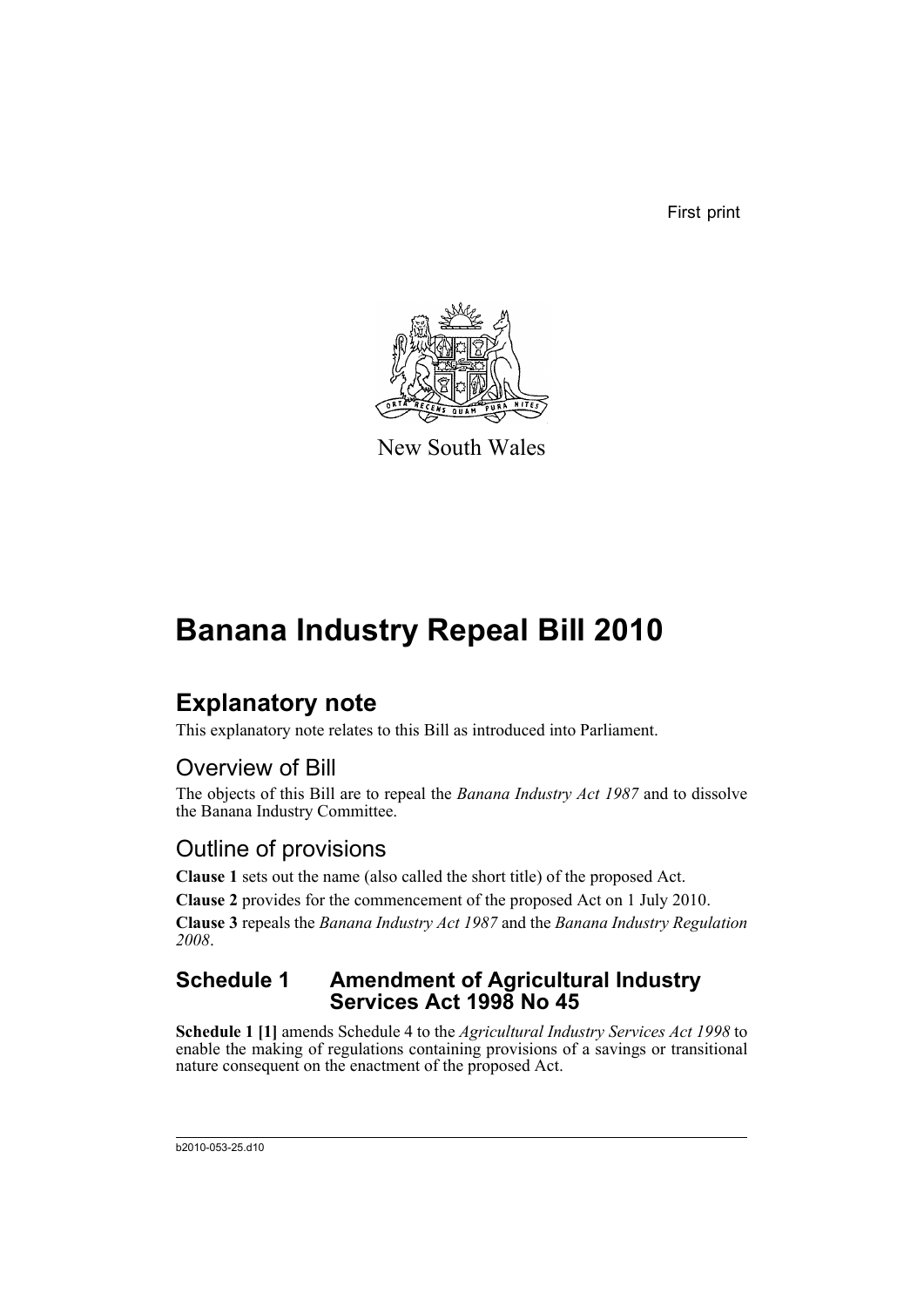First print

New South Wales

# Banana Industry Repeal Bill 2010

## Explanatory note

This explanatory note relates to this Bill as introduced into Parliament.

### Overview of Bill

The objects of this Bill are to repeal the *Banana Industry Act 1987* and to dissolve the Banana Industry Committee.

### Outline of provisions

**Clause 1** sets out the name (also called the short title) of the proposed Act.

**Clause 2** provides for the commencement of the proposed Act on 1 July 2010.

**Clause 3** repeals the *Banana Industry Act 1987* and the *Banana Industry Regulation 2008*.

### Schedule 1 Amendment of Agricultural Industry Services Act 1998 No 45

**Schedule 1 [1]** amends Schedule 4 to the *Agricultural Industry Services Act 1998* to enable the making of regulations containing provisions of a savings or transitional nature consequent on the enactment of the proposed Act.

b2010-053-25.d10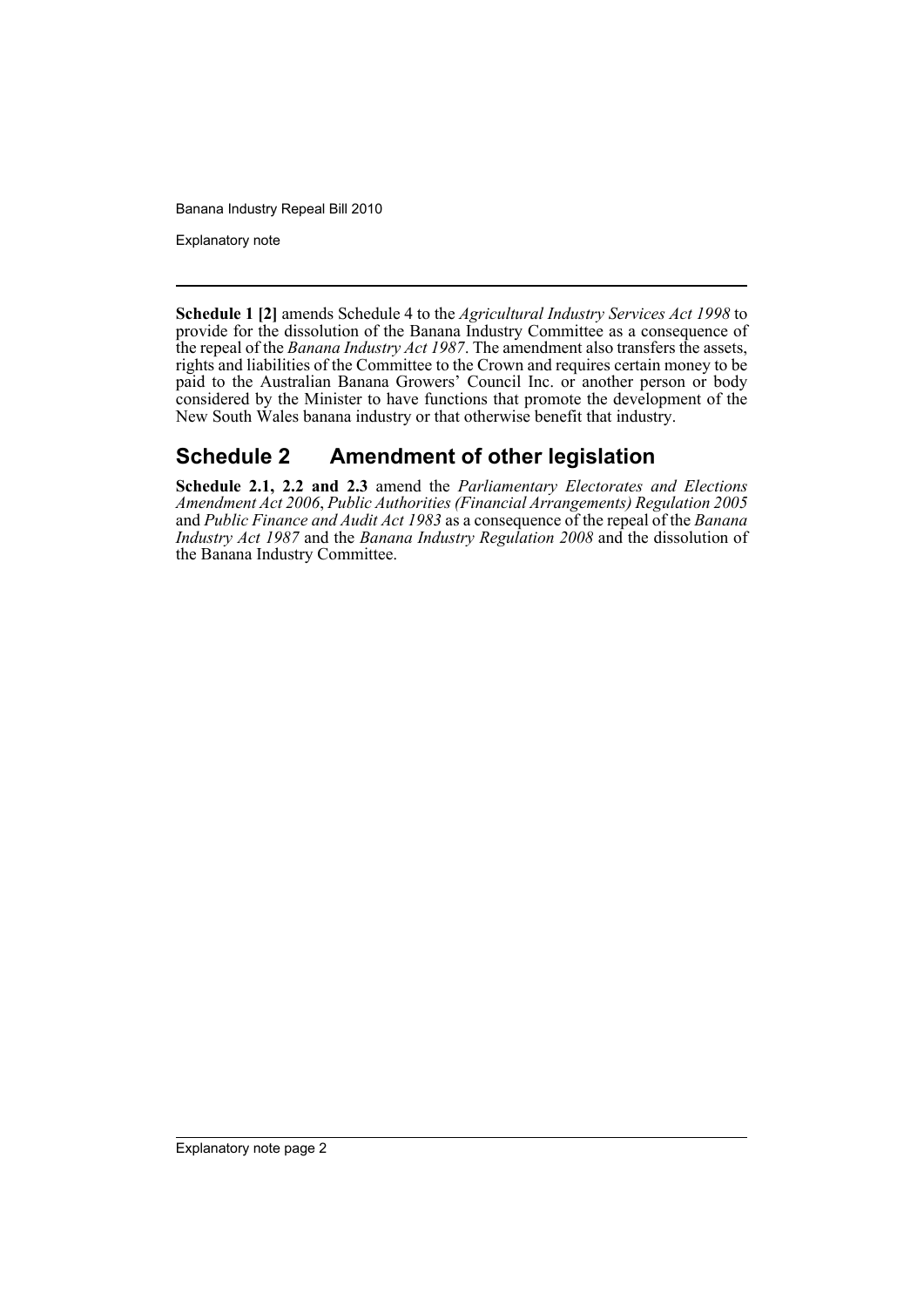**Schedule 1 [2]** amends Schedule 4 to the *Agricultural Industry Services Act 1998* to provide for the dissolution of the Banana Industry Committee as a consequence of the repeal of the *Banana Industry Act 1987*. The amendment also transfers the assets, rights and liabilities of the Committee to the Crown and requires certain money to be paid to the Australian Banana Growers' Council Inc. or another person or body considered by the Minister to have functions that promote the development of the New South Wales banana industry or that otherwise benefit that industry.

## Schedule 2 Amendment of other legislation

**Schedule 2.1, 2.2 and 2.3** amend the *Parliamentary Electorates and Elections Amendment Act 2006*, *Public Authorities (Financial Arrangements) Regulation 2005* and *Public Finance and Audit Act 1983* as a consequence of the repeal of the *Banana Industry Act 1987* and the *Banana Industry Regulation 2008* and the dissolution of the Banana Industry Committee.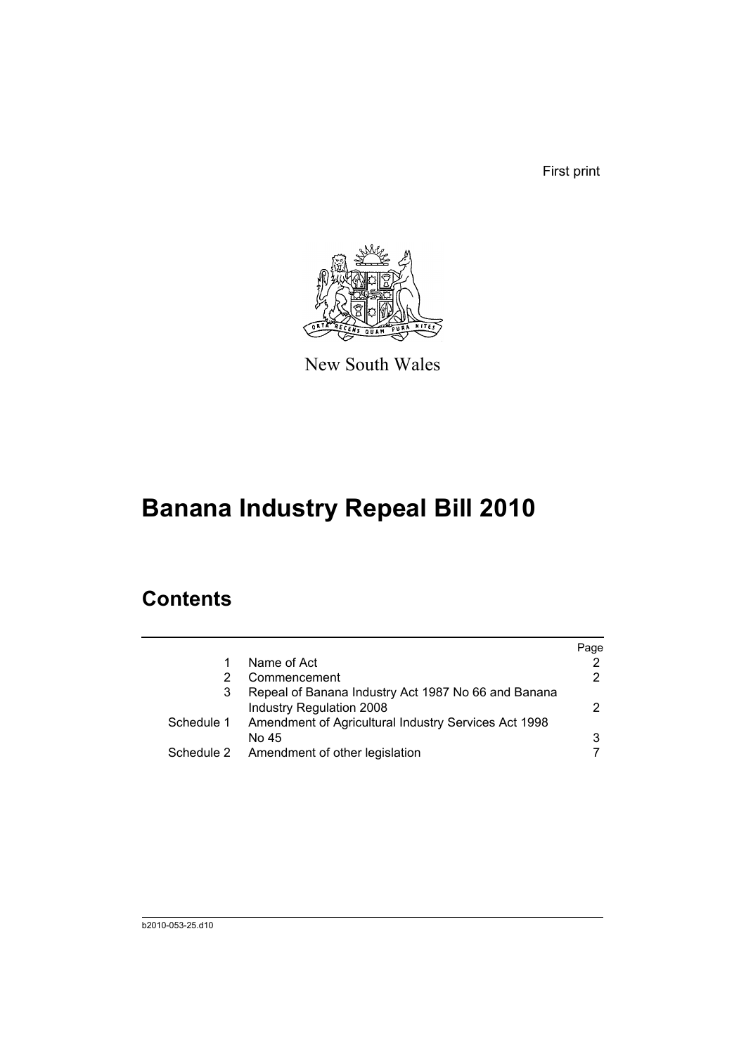First print

New South Wales

# Banana Industry Repeal Bill 2010

## Contents

| | | Page |
|---|---|---|
| 1 | Name of Act | 2 |
| 2 | Commencement | 2 |
| 3 | Repeal of Banana Industry Act 1987 No 66 and Banana Industry Regulation 2008 | 2 |
| Schedule 1 | Amendment of Agricultural Industry Services Act 1998 No 45 | 3 |
| Schedule 2 | Amendment of other legislation | 7 |

b2010-053-25.d10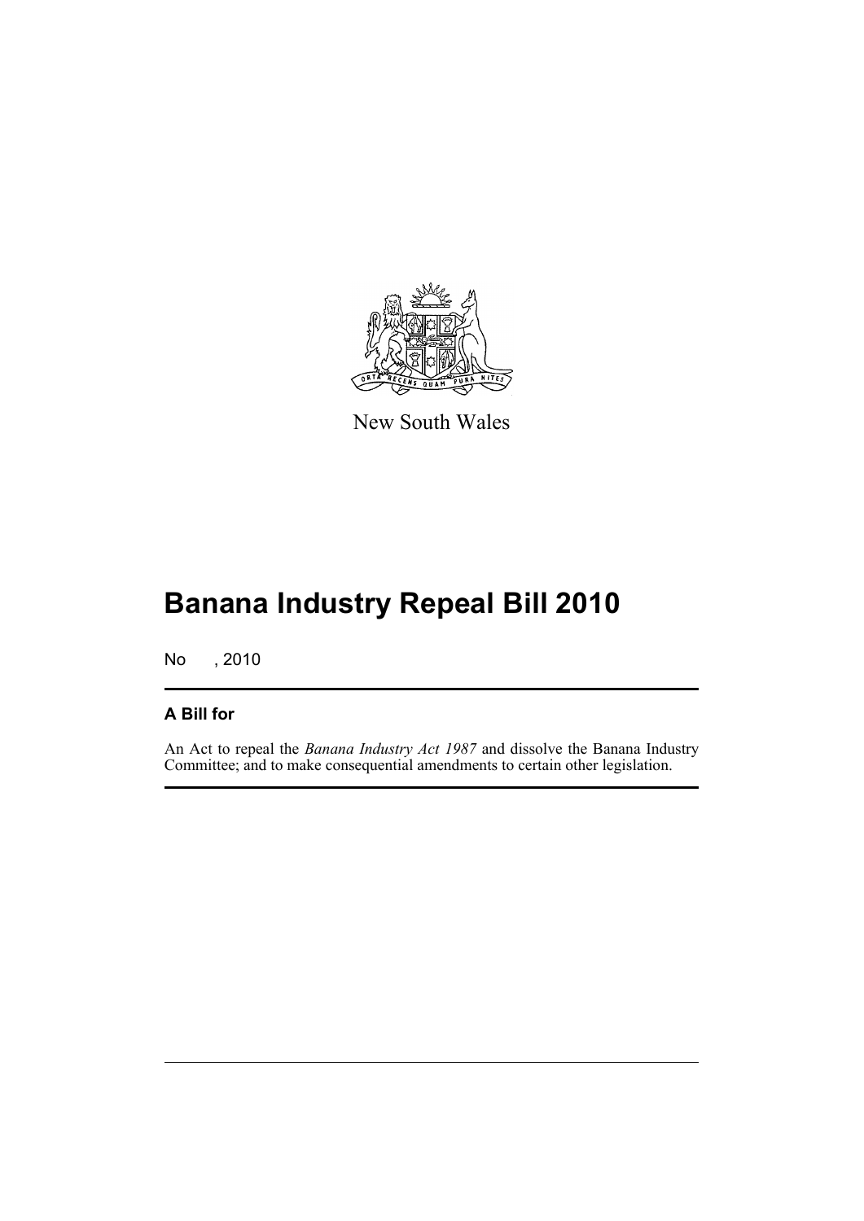New South Wales

# Banana Industry Repeal Bill 2010

No , 2010

## A Bill for

An Act to repeal the *Banana Industry Act 1987* and dissolve the Banana Industry Committee; and to make consequential amendments to certain other legislation.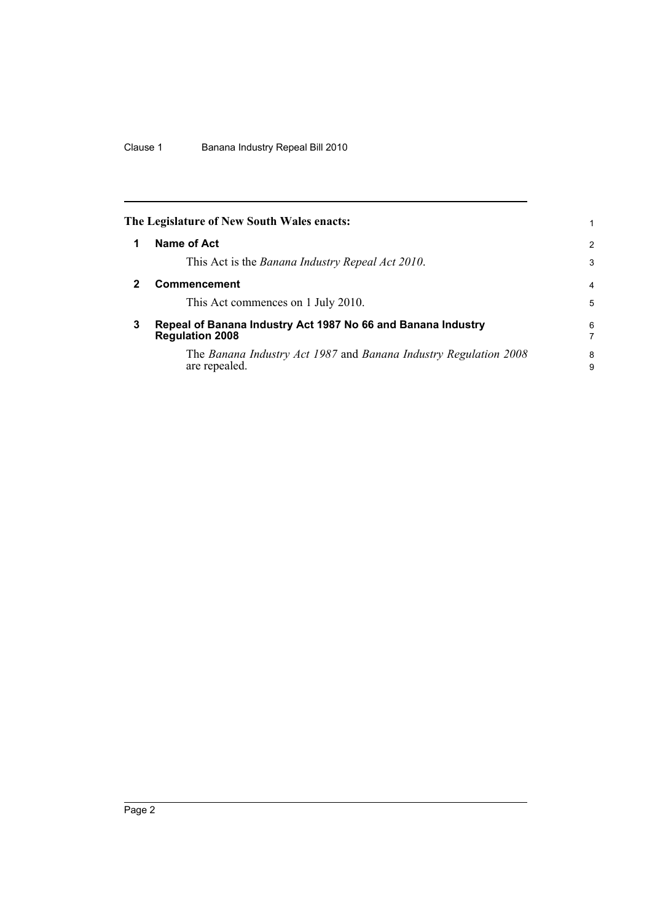## The Legislature of New South Wales enacts:

### 1 Name of Act

This Act is the *Banana Industry Repeal Act 2010*.

### 2 Commencement

This Act commences on 1 July 2010.

### 3 Repeal of Banana Industry Act 1987 No 66 and Banana Industry Regulation 2008

The *Banana Industry Act 1987* and *Banana Industry Regulation 2008* are repealed.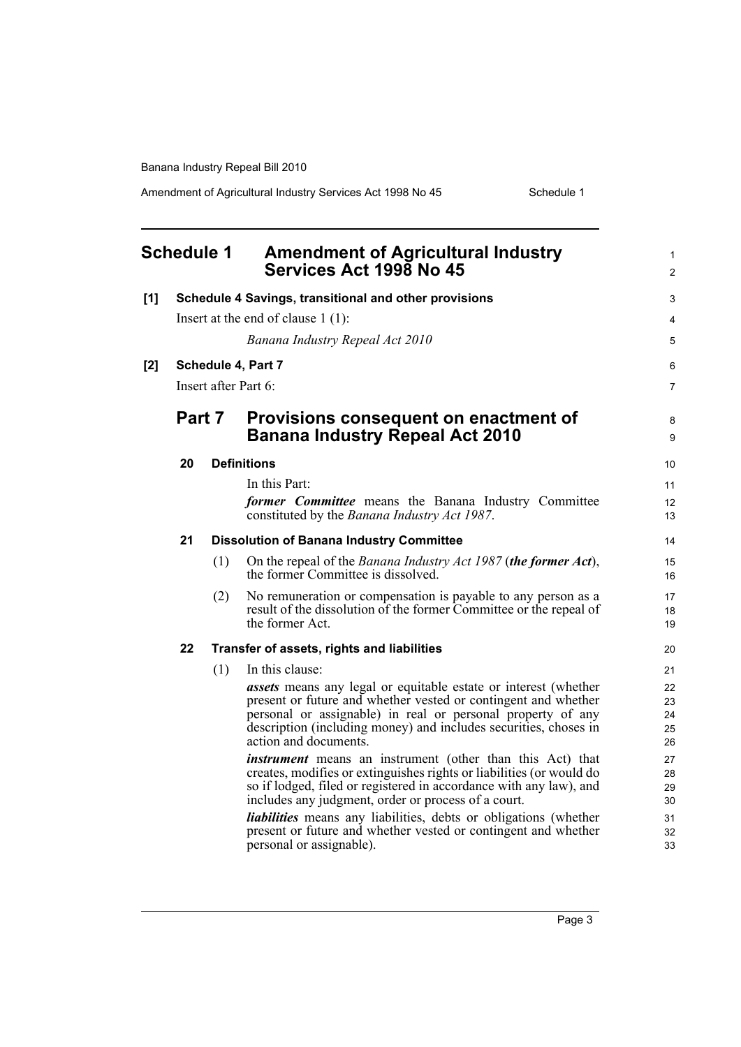# Schedule 1 Amendment of Agricultural Industry Services Act 1998 No 45

**[1] Schedule 4 Savings, transitional and other provisions**

Insert at the end of clause 1 (1):

*Banana Industry Repeal Act 2010*

**[2] Schedule 4, Part 7**

Insert after Part 6:

## Part 7 Provisions consequent on enactment of Banana Industry Repeal Act 2010

### 20 Definitions

In this Part:

***former Committee*** means the Banana Industry Committee constituted by the *Banana Industry Act 1987*.

### 21 Dissolution of Banana Industry Committee

(1) On the repeal of the *Banana Industry Act 1987* (***the former Act***), the former Committee is dissolved.

(2) No remuneration or compensation is payable to any person as a result of the dissolution of the former Committee or the repeal of the former Act.

### 22 Transfer of assets, rights and liabilities

(1) In this clause:

***assets*** means any legal or equitable estate or interest (whether present or future and whether vested or contingent and whether personal or assignable) in real or personal property of any description (including money) and includes securities, choses in action and documents.

***instrument*** means an instrument (other than this Act) that creates, modifies or extinguishes rights or liabilities (or would do so if lodged, filed or registered in accordance with any law), and includes any judgment, order or process of a court.

***liabilities*** means any liabilities, debts or obligations (whether present or future and whether vested or contingent and whether personal or assignable).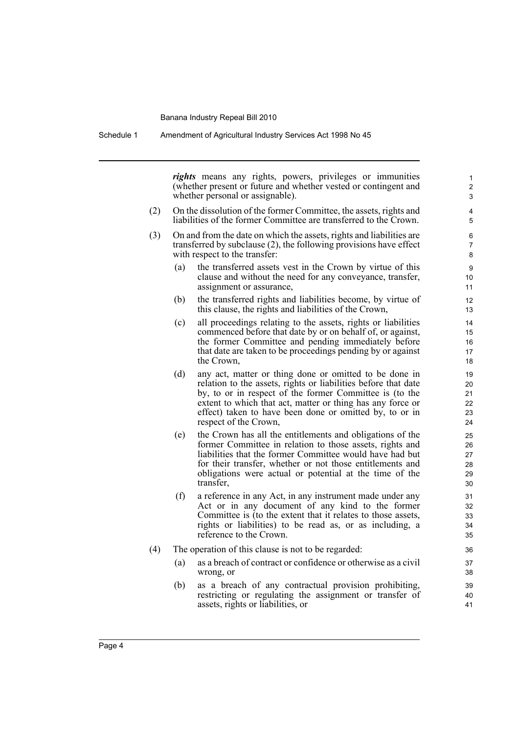***rights*** means any rights, powers, privileges or immunities (whether present or future and whether vested or contingent and whether personal or assignable).

(2) On the dissolution of the former Committee, the assets, rights and liabilities of the former Committee are transferred to the Crown.

(3) On and from the date on which the assets, rights and liabilities are transferred by subclause (2), the following provisions have effect with respect to the transfer:

   (a) the transferred assets vest in the Crown by virtue of this clause and without the need for any conveyance, transfer, assignment or assurance,

   (b) the transferred rights and liabilities become, by virtue of this clause, the rights and liabilities of the Crown,

   (c) all proceedings relating to the assets, rights or liabilities commenced before that date by or on behalf of, or against, the former Committee and pending immediately before that date are taken to be proceedings pending by or against the Crown,

   (d) any act, matter or thing done or omitted to be done in relation to the assets, rights or liabilities before that date by, to or in respect of the former Committee is (to the extent to which that act, matter or thing has any force or effect) taken to have been done or omitted by, to or in respect of the Crown,

   (e) the Crown has all the entitlements and obligations of the former Committee in relation to those assets, rights and liabilities that the former Committee would have had but for their transfer, whether or not those entitlements and obligations were actual or potential at the time of the transfer,

   (f) a reference in any Act, in any instrument made under any Act or in any document of any kind to the former Committee is (to the extent that it relates to those assets, rights or liabilities) to be read as, or as including, a reference to the Crown.

(4) The operation of this clause is not to be regarded:

   (a) as a breach of contract or confidence or otherwise as a civil wrong, or

   (b) as a breach of any contractual provision prohibiting, restricting or regulating the assignment or transfer of assets, rights or liabilities, or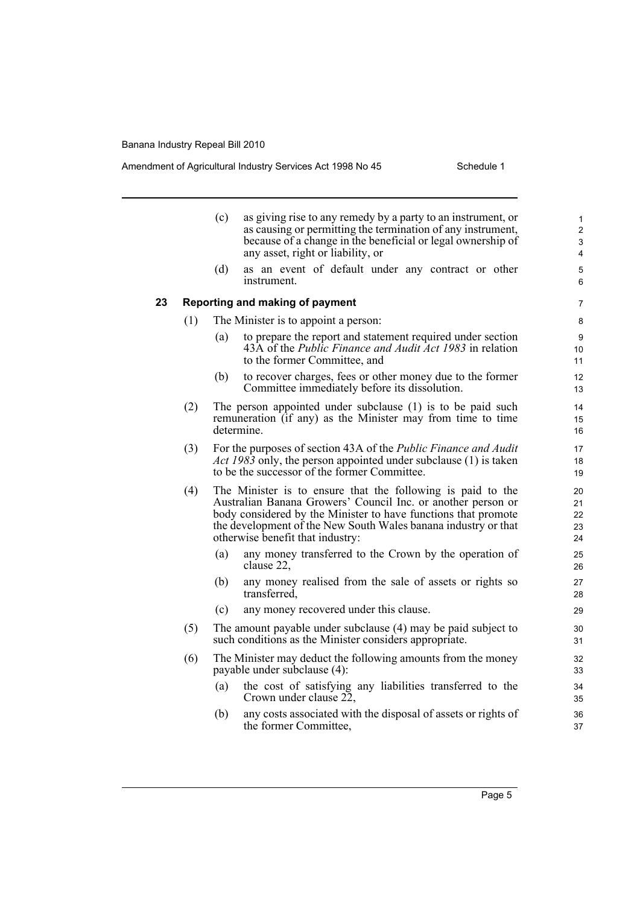(c) as giving rise to any remedy by a party to an instrument, or as causing or permitting the termination of any instrument, because of a change in the beneficial or legal ownership of any asset, right or liability, or

(d) as an event of default under any contract or other instrument.

### 23 Reporting and making of payment

(1) The Minister is to appoint a person:

(a) to prepare the report and statement required under section 43A of the *Public Finance and Audit Act 1983* in relation to the former Committee, and

(b) to recover charges, fees or other money due to the former Committee immediately before its dissolution.

(2) The person appointed under subclause (1) is to be paid such remuneration (if any) as the Minister may from time to time determine.

(3) For the purposes of section 43A of the *Public Finance and Audit Act 1983* only, the person appointed under subclause (1) is taken to be the successor of the former Committee.

(4) The Minister is to ensure that the following is paid to the Australian Banana Growers' Council Inc. or another person or body considered by the Minister to have functions that promote the development of the New South Wales banana industry or that otherwise benefit that industry:

(a) any money transferred to the Crown by the operation of clause 22,

(b) any money realised from the sale of assets or rights so transferred,

(c) any money recovered under this clause.

(5) The amount payable under subclause (4) may be paid subject to such conditions as the Minister considers appropriate.

(6) The Minister may deduct the following amounts from the money payable under subclause (4):

(a) the cost of satisfying any liabilities transferred to the Crown under clause 22,

(b) any costs associated with the disposal of assets or rights of the former Committee,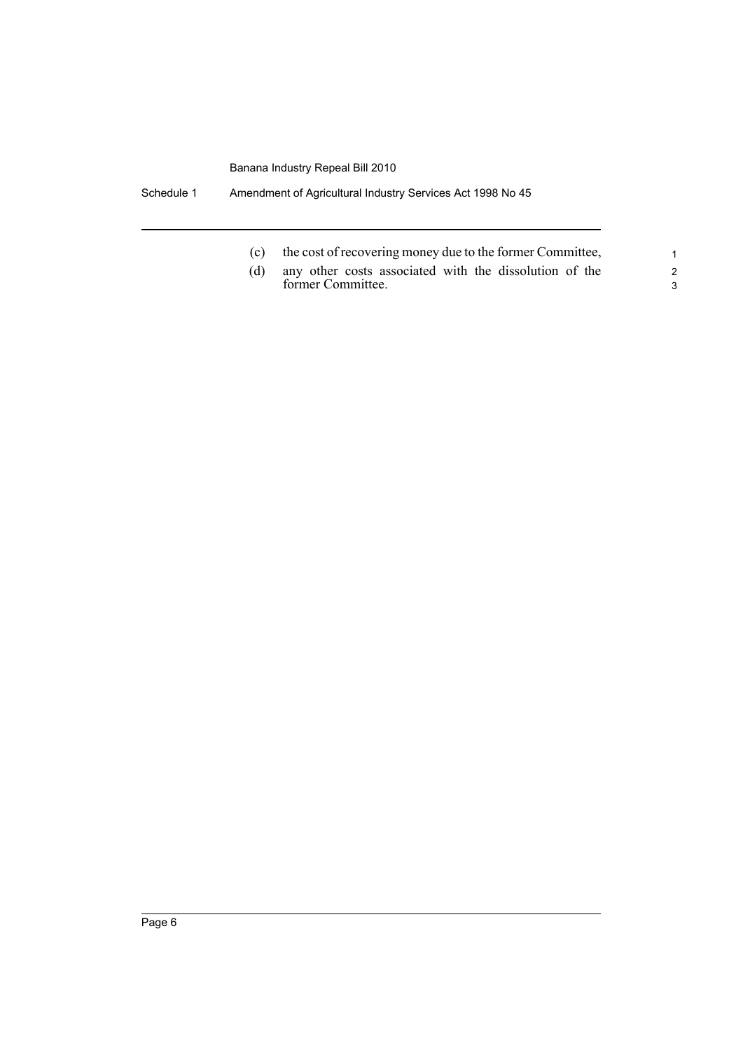(c) the cost of recovering money due to the former Committee,

(d) any other costs associated with the dissolution of the former Committee.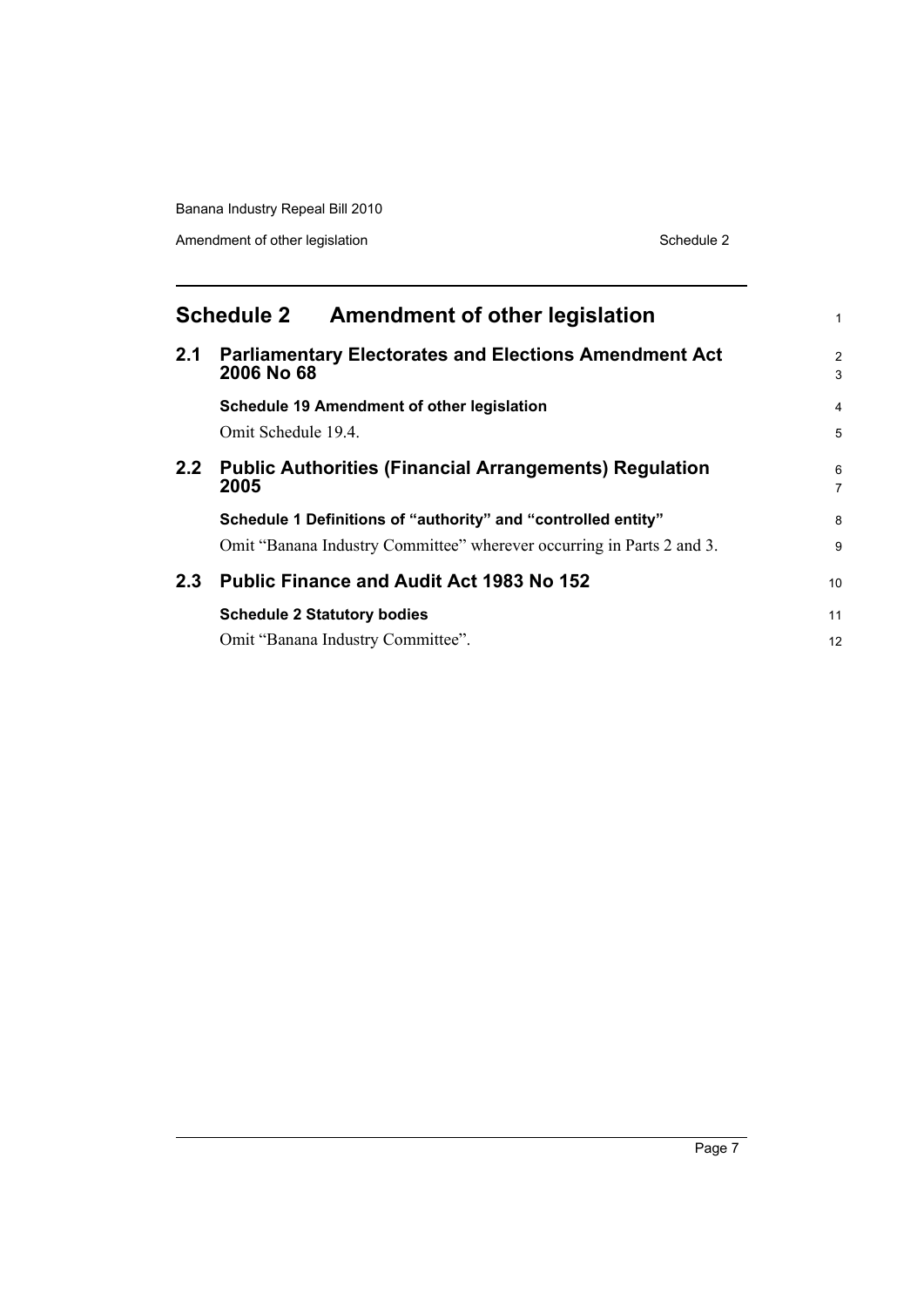# Schedule 2 Amendment of other legislation

## 2.1 Parliamentary Electorates and Elections Amendment Act 2006 No 68

**Schedule 19 Amendment of other legislation**

Omit Schedule 19.4.

## 2.2 Public Authorities (Financial Arrangements) Regulation 2005

**Schedule 1 Definitions of "authority" and "controlled entity"**

Omit "Banana Industry Committee" wherever occurring in Parts 2 and 3.

## 2.3 Public Finance and Audit Act 1983 No 152

**Schedule 2 Statutory bodies**

Omit "Banana Industry Committee".